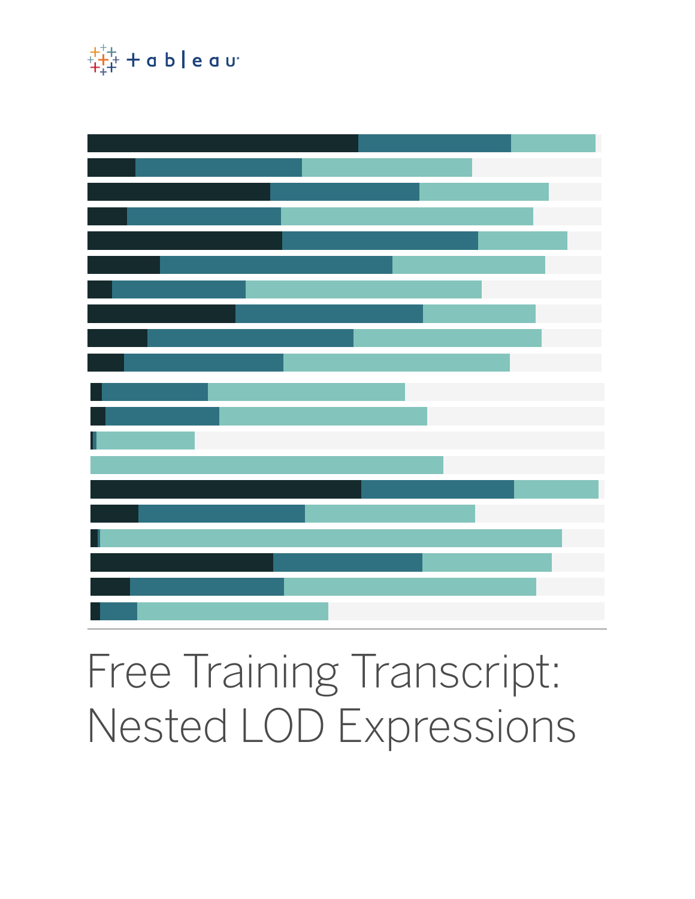# Free Training Transcript: Nested LOD Expressions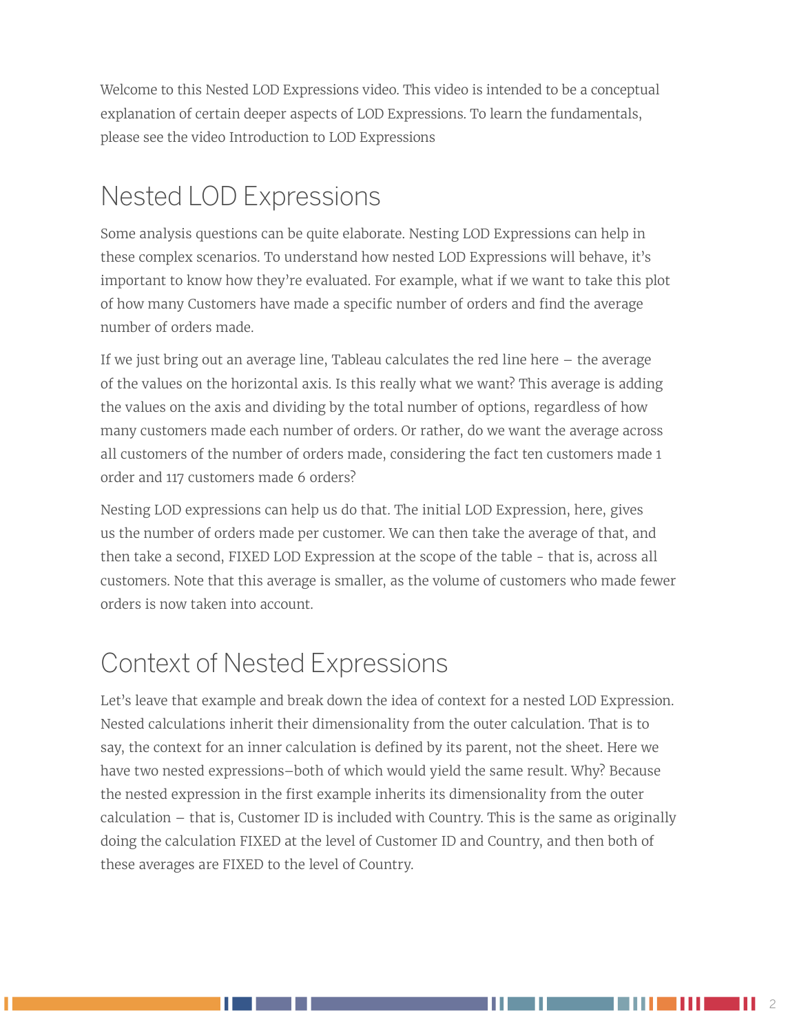Welcome to this Nested LOD Expressions video. This video is intended to be a conceptual explanation of certain deeper aspects of LOD Expressions. To learn the fundamentals, please see the video Introduction to LOD Expressions

## Nested LOD Expressions

Some analysis questions can be quite elaborate. Nesting LOD Expressions can help in these complex scenarios. To understand how nested LOD Expressions will behave, it's important to know how they're evaluated. For example, what if we want to take this plot of how many Customers have made a specific number of orders and find the average number of orders made.

If we just bring out an average line, Tableau calculates the red line here – the average of the values on the horizontal axis. Is this really what we want? This average is adding the values on the axis and dividing by the total number of options, regardless of how many customers made each number of orders. Or rather, do we want the average across all customers of the number of orders made, considering the fact ten customers made 1 order and 117 customers made 6 orders?

Nesting LOD expressions can help us do that. The initial LOD Expression, here, gives us the number of orders made per customer. We can then take the average of that, and then take a second, FIXED LOD Expression at the scope of the table - that is, across all customers. Note that this average is smaller, as the volume of customers who made fewer orders is now taken into account.

## Context of Nested Expressions

Let's leave that example and break down the idea of context for a nested LOD Expression. Nested calculations inherit their dimensionality from the outer calculation. That is to say, the context for an inner calculation is defined by its parent, not the sheet. Here we have two nested expressions–both of which would yield the same result. Why? Because the nested expression in the first example inherits its dimensionality from the outer calculation – that is, Customer ID is included with Country. This is the same as originally doing the calculation FIXED at the level of Customer ID and Country, and then both of these averages are FIXED to the level of Country.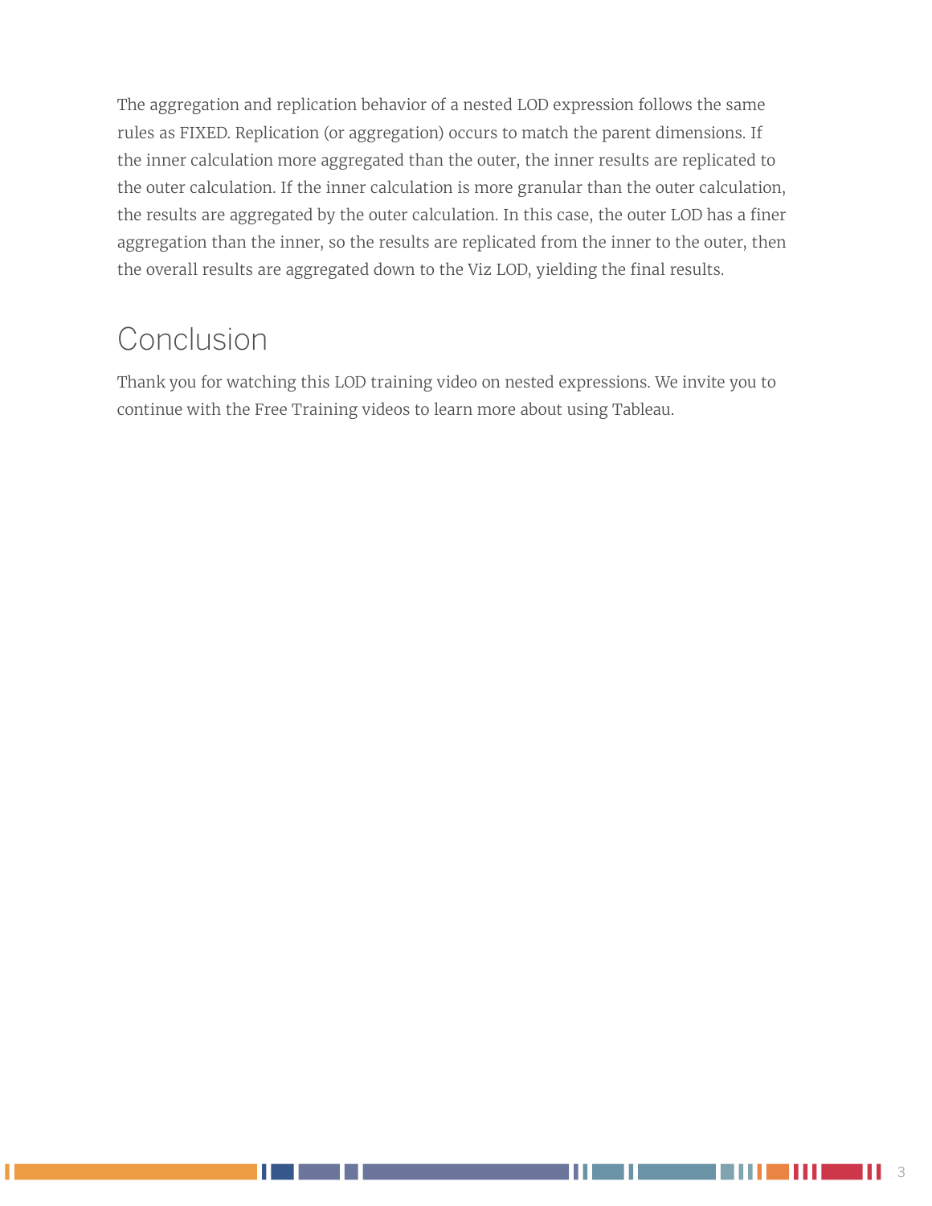The aggregation and replication behavior of a nested LOD expression follows the same rules as FIXED. Replication (or aggregation) occurs to match the parent dimensions. If the inner calculation more aggregated than the outer, the inner results are replicated to the outer calculation. If the inner calculation is more granular than the outer calculation, the results are aggregated by the outer calculation. In this case, the outer LOD has a finer aggregation than the inner, so the results are replicated from the inner to the outer, then the overall results are aggregated down to the Viz LOD, yielding the final results.

## Conclusion

Thank you for watching this LOD training video on nested expressions. We invite you to continue with the Free Training videos to learn more about using Tableau.